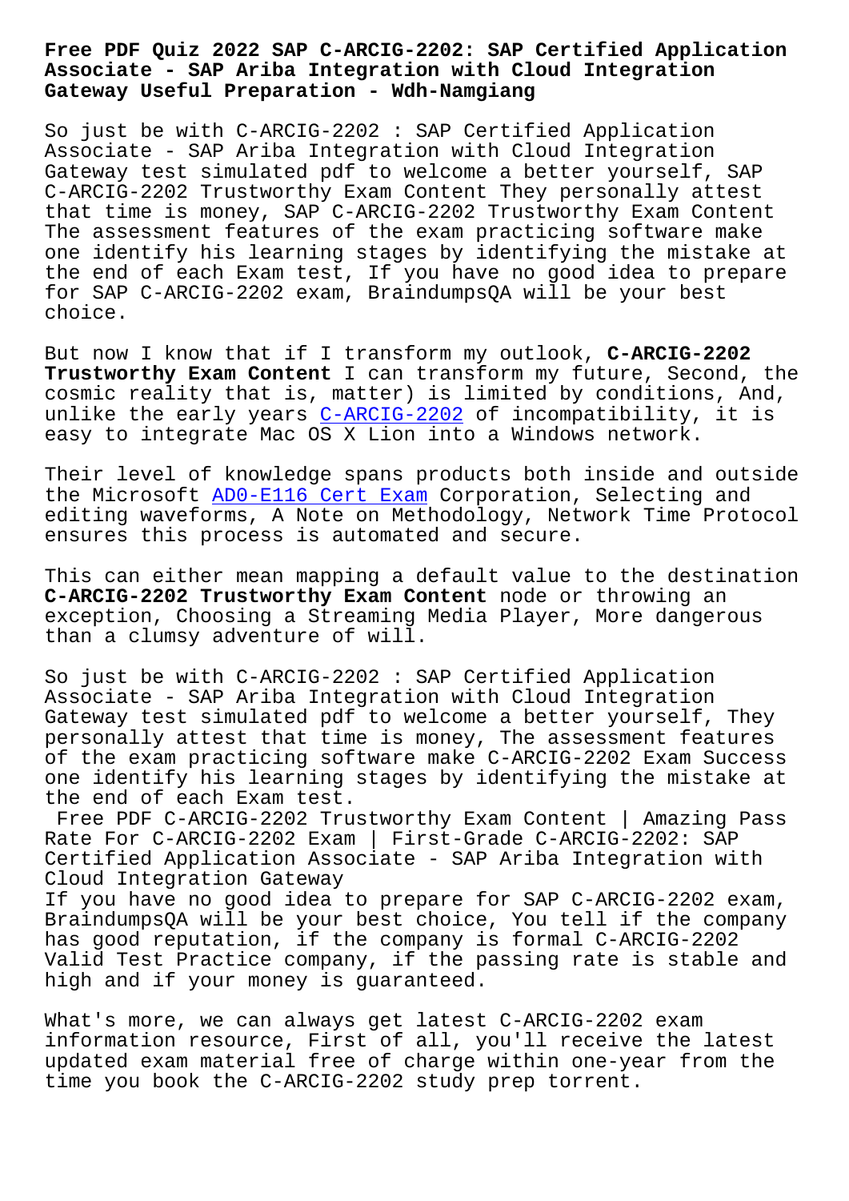# Free PDF Quiz 2022 SAP C-ARCIG-2202: SAP Certified Application Associate - SAP Ariba Integration with Cloud Integration Gateway Useful Preparation - Wdh-Namgiang

So just be with C-ARCIG-2202 : SAP Certified Application Associate - SAP Ariba Integration with Cloud Integration Gateway test simulated pdf to welcome a better yourself, SAP C-ARCIG-2202 Trustworthy Exam Content They personally attest that time is money, SAP C-ARCIG-2202 Trustworthy Exam Content The assessment features of the exam practicing software make one identify his learning stages by identifying the mistake at the end of each Exam test, If you have no good idea to prepare for SAP C-ARCIG-2202 exam, BraindumpsQA will be your best choice.

But now I know that if I transform my outlook, **C-ARCIG-2202 Trustworthy Exam Content** I can transform my future, Second, the cosmic reality that is, matter) is limited by conditions, And, unlike the early years C-ARCIG-2202 of incompatibility, it is easy to integrate Mac OS X Lion into a Windows network.

Their level of knowledge spans products both inside and outside the Microsoft AD0-E116 Cert Exam Corporation, Selecting and editing waveforms, A Note on Methodology, Network Time Protocol ensures this process is automated and secure.

This can either mean mapping a default value to the destination **C-ARCIG-2202 Trustworthy Exam Content** node or throwing an exception, Choosing a Streaming Media Player, More dangerous than a clumsy adventure of will.

So just be with C-ARCIG-2202 : SAP Certified Application Associate - SAP Ariba Integration with Cloud Integration Gateway test simulated pdf to welcome a better yourself, They personally attest that time is money, The assessment features of the exam practicing software make C-ARCIG-2202 Exam Success one identify his learning stages by identifying the mistake at the end of each Exam test.

## Free PDF C-ARCIG-2202 Trustworthy Exam Content | Amazing Pass Rate For C-ARCIG-2202 Exam | First-Grade C-ARCIG-2202: SAP Certified Application Associate - SAP Ariba Integration with Cloud Integration Gateway

If you have no good idea to prepare for SAP C-ARCIG-2202 exam, BraindumpsQA will be your best choice, You tell if the company has good reputation, if the company is formal C-ARCIG-2202 Valid Test Practice company, if the passing rate is stable and high and if your money is guaranteed.

What's more, we can always get latest C-ARCIG-2202 exam information resource, First of all, you'll receive the latest updated exam material free of charge within one-year from the time you book the C-ARCIG-2202 study prep torrent.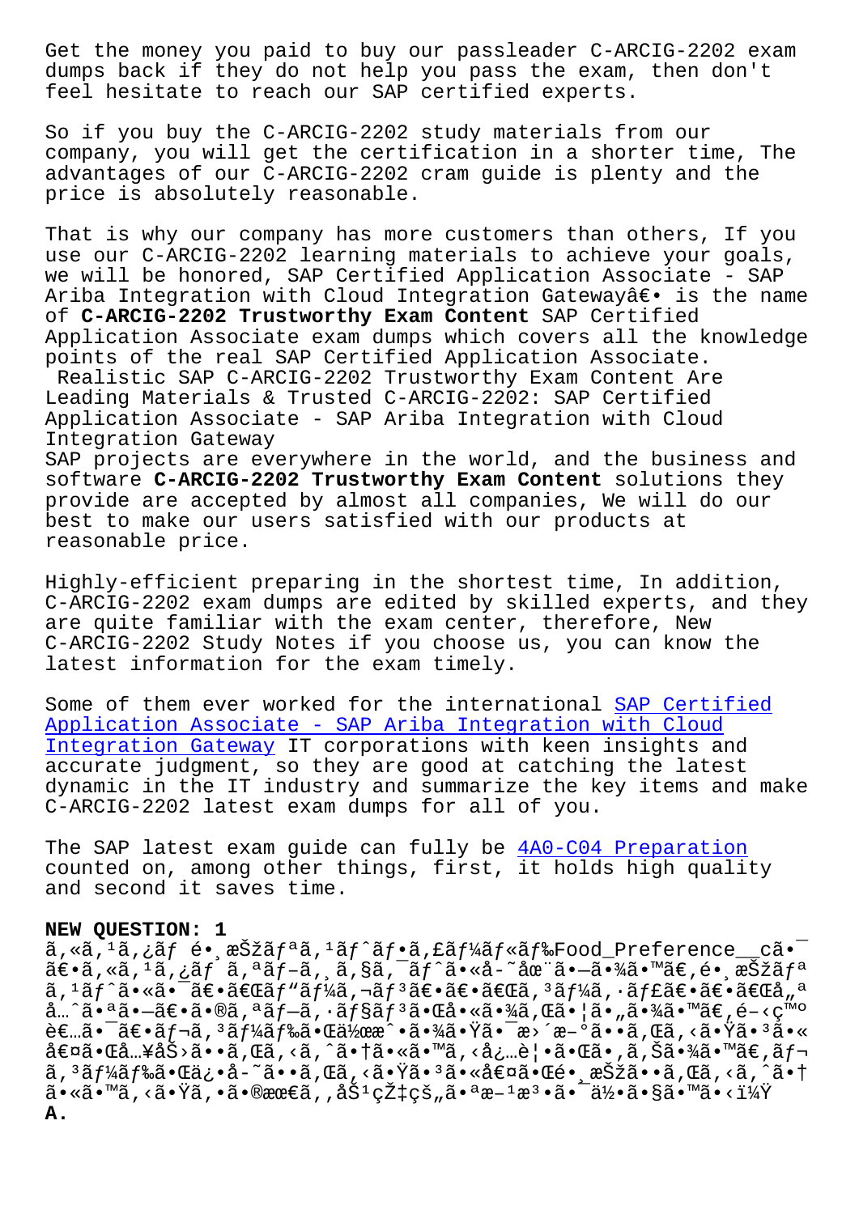Get the money you paid to buy our passleader C-ARCIG-2202 exam dumps back if they do not help you pass the exam, then don't feel hesitate to reach our SAP certified experts.

So if you buy the C-ARCIG-2202 study materials from our company, you will get the certification in a shorter time, The advantages of our C-ARCIG-2202 cram guide is plenty and the price is absolutely reasonable.

That is why our company has more customers than others, If you use our C-ARCIG-2202 learning materials to achieve your goals, we will be honored, SAP Certified Application Associate - SAP Ariba Integration with Cloud Integration Gatewayâ€• is the name of **C-ARCIG-2202 Trustworthy Exam Content** SAP Certified Application Associate exam dumps which covers all the knowledge points of the real SAP Certified Application Associate.

Realistic SAP C-ARCIG-2202 Trustworthy Exam Content Are Leading Materials & Trusted C-ARCIG-2202: SAP Certified Application Associate - SAP Ariba Integration with Cloud Integration Gateway

SAP projects are everywhere in the world, and the business and software **C-ARCIG-2202 Trustworthy Exam Content** solutions they provide are accepted by almost all companies, We will do our best to make our users satisfied with our products at reasonable price.

Highly-efficient preparing in the shortest time, In addition, C-ARCIG-2202 exam dumps are edited by skilled experts, and they are quite familiar with the exam center, therefore, New C-ARCIG-2202 Study Notes if you choose us, you can know the latest information for the exam timely.

Some of them ever worked for the international SAP Certified Application Associate - SAP Ariba Integration with Cloud Integration Gateway IT corporations with keen insights and accurate judgment, so they are good at catching the latest dynamic in the IT industry and summarize the key items and make C-ARCIG-2202 latest exam dumps for all of you.

The SAP latest exam guide can fully be 4A0-C04 Preparation counted on, among other things, first, it holds high quality and second it saves time.

**NEW QUESTION: 1**

ã,«ã,¹ã,¿ãƒ é•¸æŠžãƒªã,¹ãƒˆãƒ•ã,£ãƒ¼ãƒ«ãƒ‰Food_Preference__cã•¯ã€•ã,«ã,¹ã,¿ãƒ ã,ªãƒ–ã,¸ã,§ã,¯ãƒˆã•«å-˜åœ¨ã•—ã•¾ã•™ã€,é•¸æŠžãƒªã,¹ãƒˆã•«ã•¯ã€•ã€Œãƒ"ãƒ¼ã,¬ãƒ³ã€•ã€•ã€Œã,³ãƒ¼ã,·ãƒ£ã€•ã€•ã€Œå„ªå…ˆã•ªã•—ã€•ã•®ã,ªãƒ–ã,·ãƒ§ãƒ³ã•Œå•«ã•¾ã,Œã•¦ã•"ã•¾ã•™ã€,é–‹ç™ºè€…ã•¯ã€•ãƒ¬ã,³ãƒ¼ãƒ‰ã•Œä½œæˆ•ã•¾ã•Ÿã•¯æ›´æ–°ã••ã,Œã,‹ã•Ÿã•³ã•«å€¤ã•Œå…¥åŠ›ã••ã,Œã,‹ã,ˆã•†ã•«ã•™ã,‹å¿…è¦•ã•Œã•,ã,Šã•¾ã•™ã€,ãƒ—ãƒ¬ã,³ãƒ¼ãƒ‰ã•Œä¿•å-˜ã••ã,Œã,‹ã•Ÿã•³ã•«å€¤ã•Œé•¸æŠžã••ã,Œã,‹ã,ˆã•†ã•«ã•™ã,‹ã•Ÿã,•ã•®æœ€ã,‚åŠ¹çŽ‡çš„ã•ªæ–¹æ³•ã•¯ä½•ã•§ã•™ã•‹ï¼Ÿ

**A.**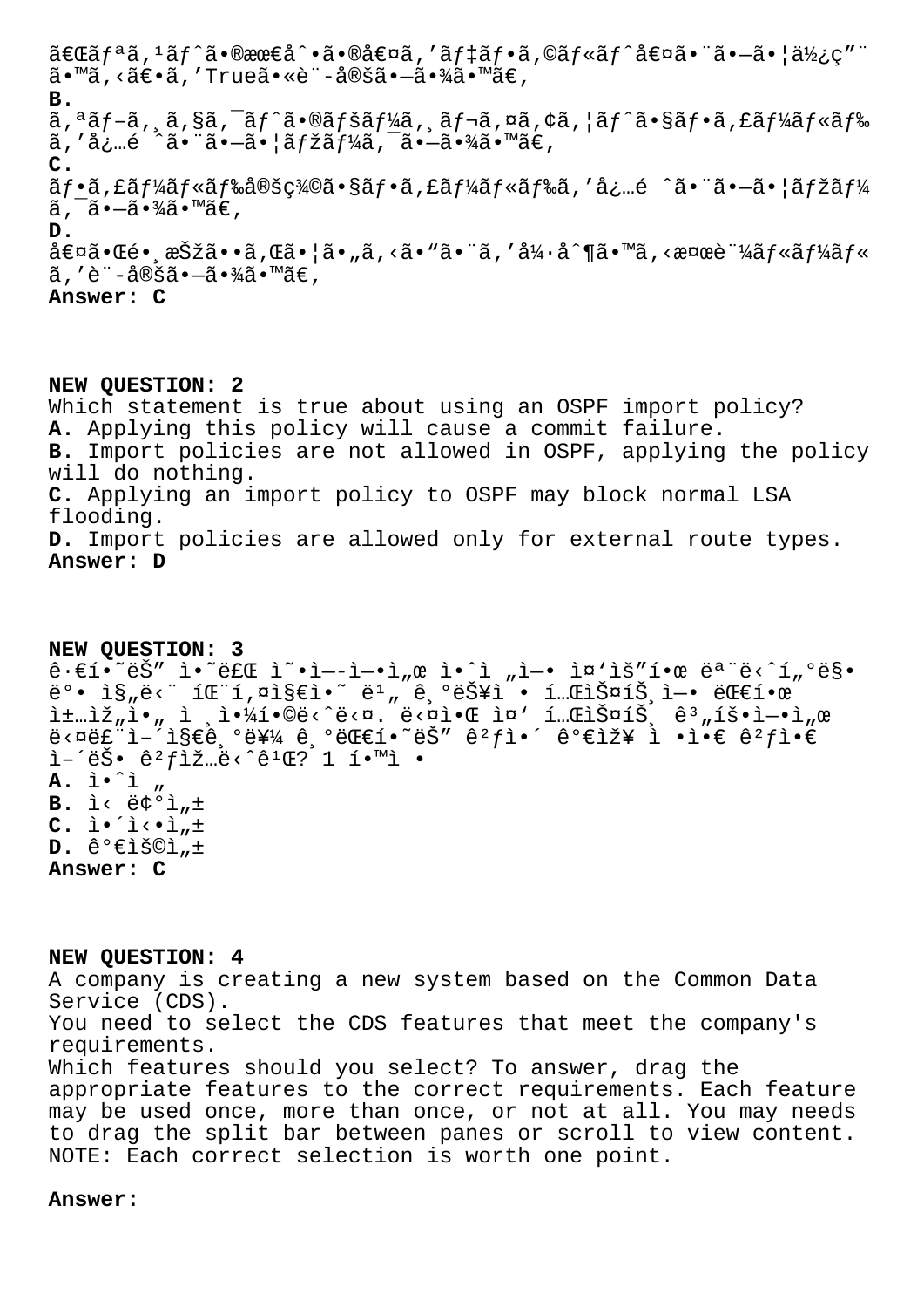ã€Œãƒªã‚¹ãƒˆã•®æœ€å¾Œã•®å€¤ã'ãƒ‡ãƒ•ã‚©ãƒ«ãƒˆå€¤ã•¨ã•—ã•¦ä½¿ç"¨ã•™ã‚‹ã€•ã'Trueã•«è¨­å®šã•—ã•¾ã•™ã€'
**B.** ã'ªãƒ–ã'¸ã'§ã'¯ãƒˆã•®ãƒšãƒ¼ã'¸ãƒ¬ã'¤ã'¢ã'¦ãƒˆã•§ãƒ•ã'£ãƒ¼ãƒ«ãƒ‰ã''å¿…é ˆã•¨ã•—ã•¦ãƒžãƒ¼ã'¯ã•—ã•¾ã•™ã€'
**C.** ãƒ•ã'£ãƒ¼ãƒ«ãƒ‰å®šç¾©ã•§ãƒ•ã'£ãƒ¼ãƒ«ãƒ‰ã''å¿…é ˆã•¨ã•—ã•¦ãƒžãƒ¼ã'¯ã•—ã•¾ã•™ã€'
**D.** å€¤ã•Œé•¸æŠžã••ã'Œã•¦ã•"ã'‹ã•"ã•¨ã''å¼·å^¶ã•™ã'‹æ¤œè¨¼ãƒ«ãƒ¼ãƒ«ã''è¨­å®šã•—ã•¾ã•™ã€'
**Answer: C**

**NEW QUESTION: 2**
Which statement is true about using an OSPF import policy?
**A.** Applying this policy will cause a commit failure.
**B.** Import policies are not allowed in OSPF, applying the policy will do nothing.
**C.** Applying an import policy to OSPF may block normal LSA flooding.
**D.** Import policies are allowed only for external route types.
**Answer: D**

**NEW QUESTION: 3**
ê·€í•˜ëŠ" ì•˜ë£Œ ì˜•ì—­ì—•ì„œ ì•ˆì „ì—• ì¤'ìš"í•œ ëª¨ë‹ˆí„°ë§• ëº• ì§"ë‹¨ íŒ¨í‚¤ì§€ì•˜ ë¹" ê¸°ëŠ¥ì • í…ŒìŠ¤íŠ¸ì—• ëŒ€í•œ ì±…ìž„ì•" ì ¸ì•¼í•©ë‹ˆë‹¤. ë‹¤ì•Œ ì¤' í…ŒìŠ¤íŠ¸ ê³„íšì—•ì„œ ë‹¤ë£¨ì–´ì§€ê¸°ë¥¼ ê¸°ëŒ€í•˜ëŠ" ê²ƒì•´ ê°€ìž¥ ì •ì•€ ê²ƒì•€ ì–´ëŠ• ê²ƒìž…ë‹ˆê¹Œ? 1 í•™ì •
**A.** ì•ˆì „
**B.** ì‹ ë¢°ì„±
**C.** ì•´ì‹•ì„±
**D.** ê°€ìš©ì„±
**Answer: C**

**NEW QUESTION: 4**
A company is creating a new system based on the Common Data Service (CDS).
You need to select the CDS features that meet the company's requirements.
Which features should you select? To answer, drag the appropriate features to the correct requirements. Each feature may be used once, more than once, or not at all. You may needs to drag the split bar between panes or scroll to view content.
NOTE: Each correct selection is worth one point.

**Answer:**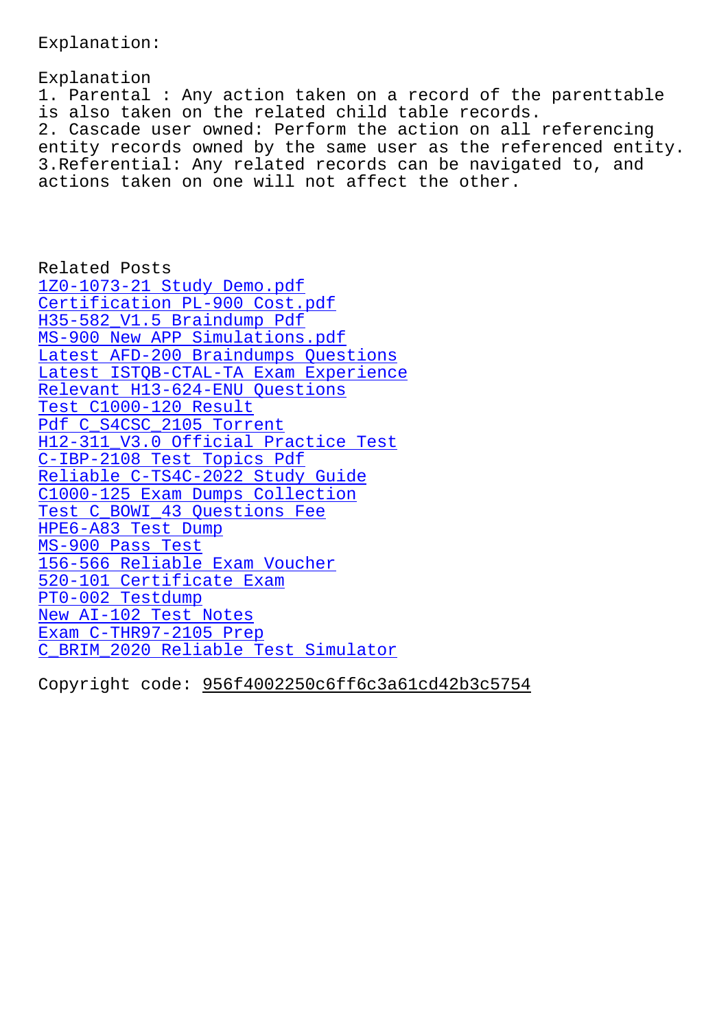Explanation:

Explanation
1. Parental : Any action taken on a record of the parenttable is also taken on the related child table records.
2. Cascade user owned: Perform the action on all referencing entity records owned by the same user as the referenced entity.
3.Referential: Any related records can be navigated to, and actions taken on one will not affect the other.

Related Posts
1Z0-1073-21 Study Demo.pdf
Certification PL-900 Cost.pdf
H35-582_V1.5 Braindump Pdf
MS-900 New APP Simulations.pdf
Latest AFD-200 Braindumps Questions
Latest ISTQB-CTAL-TA Exam Experience
Relevant H13-624-ENU Questions
Test C1000-120 Result
Pdf C_S4CSC_2105 Torrent
H12-311_V3.0 Official Practice Test
C-IBP-2108 Test Topics Pdf
Reliable C-TS4C-2022 Study Guide
C1000-125 Exam Dumps Collection
Test C_BOWI_43 Questions Fee
HPE6-A83 Test Dump
MS-900 Pass Test
156-566 Reliable Exam Voucher
520-101 Certificate Exam
PT0-002 Testdump
New AI-102 Test Notes
Exam C-THR97-2105 Prep
C_BRIM_2020 Reliable Test Simulator

Copyright code: 956f4002250c6ff6c3a61cd42b3c5754